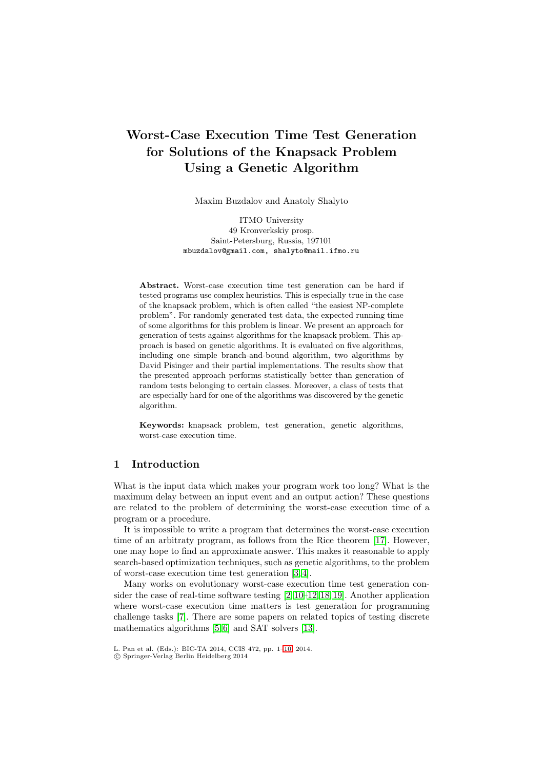# Worst-Case Execution Time Test Generation for Solutions of the Knapsack Problem Using a Genetic Algorithm

Maxim Buzdalov and Anatoly Shalyto

ITMO University
49 Kronverkskiy prosp.
Saint-Petersburg, Russia, 197101
mbuzdalov@gmail.com, shalyto@mail.ifmo.ru

**Abstract.** Worst-case execution time test generation can be hard if tested programs use complex heuristics. This is especially true in the case of the knapsack problem, which is often called "the easiest NP-complete problem". For randomly generated test data, the expected running time of some algorithms for this problem is linear. We present an approach for generation of tests against algorithms for the knapsack problem. This approach is based on genetic algorithms. It is evaluated on five algorithms, including one simple branch-and-bound algorithm, two algorithms by David Pisinger and their partial implementations. The results show that the presented approach performs statistically better than generation of random tests belonging to certain classes. Moreover, a class of tests that are especially hard for one of the algorithms was discovered by the genetic algorithm.

**Keywords:** knapsack problem, test generation, genetic algorithms, worst-case execution time.

## 1 Introduction

What is the input data which makes your program work too long? What is the maximum delay between an input event and an output action? These questions are related to the problem of determining the worst-case execution time of a program or a procedure.

It is impossible to write a program that determines the worst-case execution time of an arbitraty program, as follows from the Rice theorem [17]. However, one may hope to find an approximate answer. This makes it reasonable to apply search-based optimization techniques, such as genetic algorithms, to the problem of worst-case execution time test generation [3,4].

Many works on evolutionary worst-case execution time test generation consider the case of real-time software testing [2,10–12,18,19]. Another application where worst-case execution time matters is test generation for programming challenge tasks [7]. There are some papers on related topics of testing discrete mathematics algorithms [5,6] and SAT solvers [13].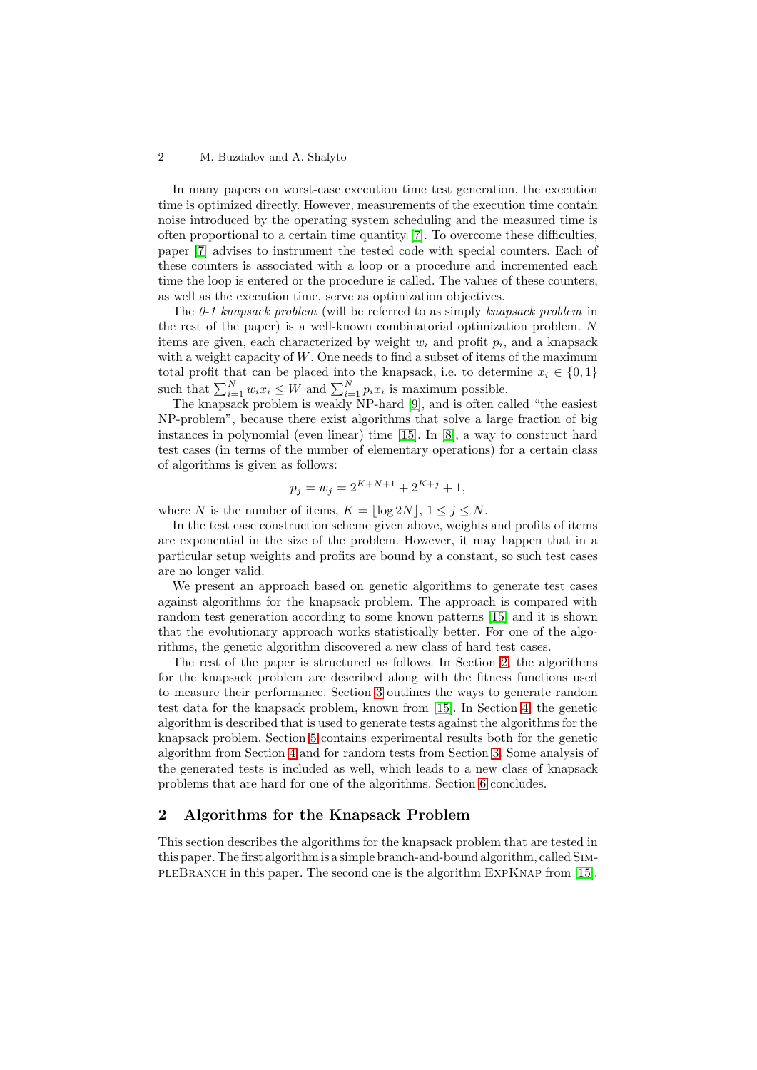In many papers on worst-case execution time test generation, the execution time is optimized directly. However, measurements of the execution time contain noise introduced by the operating system scheduling and the measured time is often proportional to a certain time quantity [7]. To overcome these difficulties, paper [7] advises to instrument the tested code with special counters. Each of these counters is associated with a loop or a procedure and incremented each time the loop is entered or the procedure is called. The values of these counters, as well as the execution time, serve as optimization objectives.

The *0-1 knapsack problem* (will be referred to as simply *knapsack problem* in the rest of the paper) is a well-known combinatorial optimization problem. $N$ items are given, each characterized by weight $w_i$ and profit $p_i$, and a knapsack with a weight capacity of $W$. One needs to find a subset of items of the maximum total profit that can be placed into the knapsack, i.e. to determine $x_i \in \{0, 1\}$ such that $\sum_{i=1}^{N} w_i x_i \le W$ and $\sum_{i=1}^{N} p_i x_i$ is maximum possible.

The knapsack problem is weakly NP-hard [9], and is often called "the easiest NP-problem", because there exist algorithms that solve a large fraction of big instances in polynomial (even linear) time [15]. In [8], a way to construct hard test cases (in terms of the number of elementary operations) for a certain class of algorithms is given as follows:

$$p_j = w_j = 2^{K+N+1} + 2^{K+j} + 1,$$

where $N$ is the number of items, $K = \lfloor \log 2N \rfloor$, $1 \le j \le N$.

In the test case construction scheme given above, weights and profits of items are exponential in the size of the problem. However, it may happen that in a particular setup weights and profits are bound by a constant, so such test cases are no longer valid.

We present an approach based on genetic algorithms to generate test cases against algorithms for the knapsack problem. The approach is compared with random test generation according to some known patterns [15] and it is shown that the evolutionary approach works statistically better. For one of the algorithms, the genetic algorithm discovered a new class of hard test cases.

The rest of the paper is structured as follows. In Section 2, the algorithms for the knapsack problem are described along with the fitness functions used to measure their performance. Section 3 outlines the ways to generate random test data for the knapsack problem, known from [15]. In Section 4, the genetic algorithm is described that is used to generate tests against the algorithms for the knapsack problem. Section 5 contains experimental results both for the genetic algorithm from Section 4 and for random tests from Section 3. Some analysis of the generated tests is included as well, which leads to a new class of knapsack problems that are hard for one of the algorithms. Section 6 concludes.

## 2 Algorithms for the Knapsack Problem

This section describes the algorithms for the knapsack problem that are tested in this paper. The first algorithm is a simple branch-and-bound algorithm, called SimpleBranch in this paper. The second one is the algorithm ExpKnap from [15].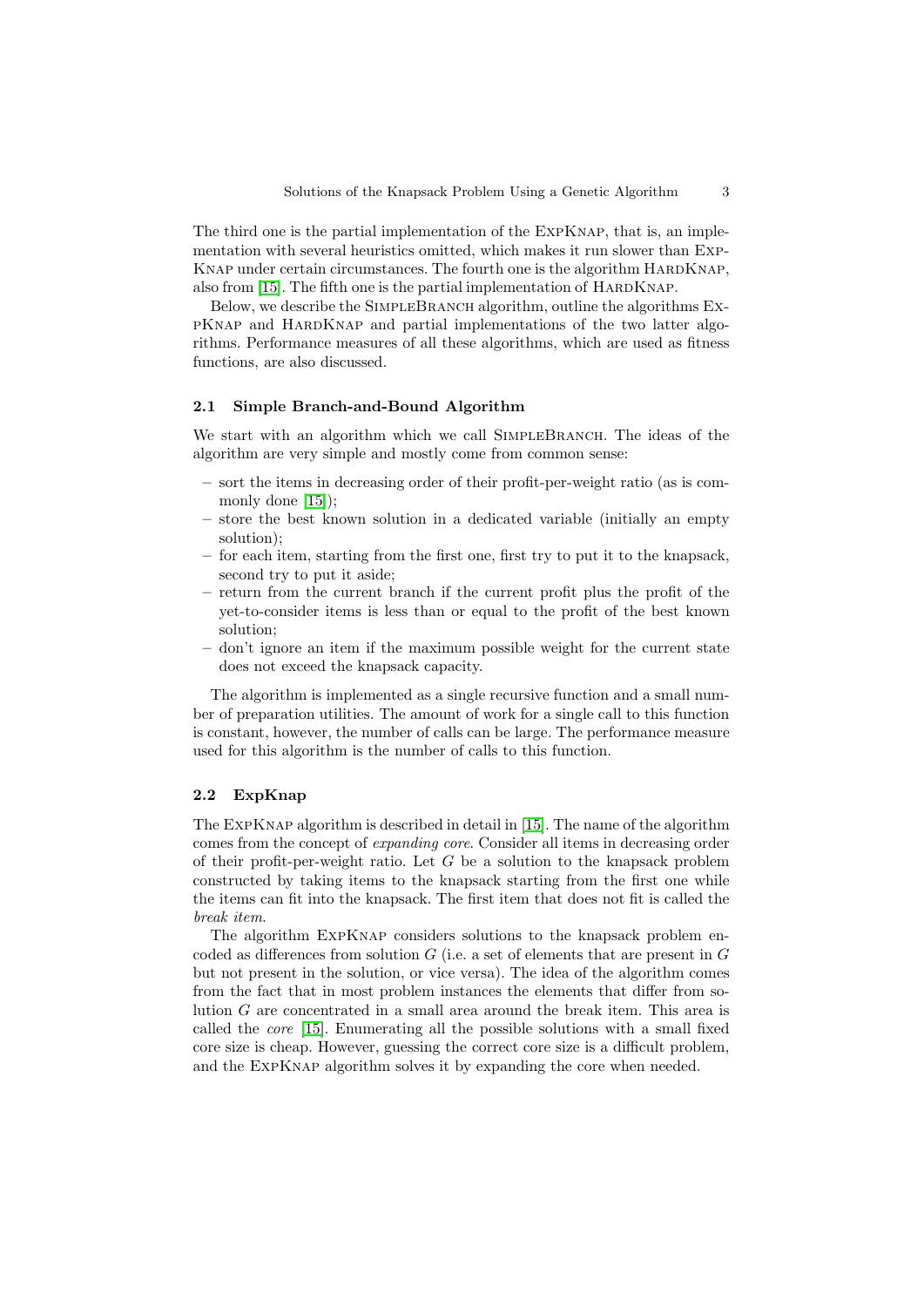The third one is the partial implementation of the ExpKnap, that is, an implementation with several heuristics omitted, which makes it run slower than ExpKnap under certain circumstances. The fourth one is the algorithm HardKnap, also from [15]. The fifth one is the partial implementation of HardKnap.

Below, we describe the SimpleBranch algorithm, outline the algorithms ExpKnap and HardKnap and partial implementations of the two latter algorithms. Performance measures of all these algorithms, which are used as fitness functions, are also discussed.

### 2.1 Simple Branch-and-Bound Algorithm

We start with an algorithm which we call SimpleBranch. The ideas of the algorithm are very simple and mostly come from common sense:

- sort the items in decreasing order of their profit-per-weight ratio (as is commonly done [15]);
- store the best known solution in a dedicated variable (initially an empty solution);
- for each item, starting from the first one, first try to put it to the knapsack, second try to put it aside;
- return from the current branch if the current profit plus the profit of the yet-to-consider items is less than or equal to the profit of the best known solution;
- don't ignore an item if the maximum possible weight for the current state does not exceed the knapsack capacity.

The algorithm is implemented as a single recursive function and a small number of preparation utilities. The amount of work for a single call to this function is constant, however, the number of calls can be large. The performance measure used for this algorithm is the number of calls to this function.

### 2.2 ExpKnap

The ExpKnap algorithm is described in detail in [15]. The name of the algorithm comes from the concept of *expanding core*. Consider all items in decreasing order of their profit-per-weight ratio. Let $G$ be a solution to the knapsack problem constructed by taking items to the knapsack starting from the first one while the items can fit into the knapsack. The first item that does not fit is called the *break item*.

The algorithm ExpKnap considers solutions to the knapsack problem encoded as differences from solution $G$ (i.e. a set of elements that are present in $G$ but not present in the solution, or vice versa). The idea of the algorithm comes from the fact that in most problem instances the elements that differ from solution $G$ are concentrated in a small area around the break item. This area is called the *core* [15]. Enumerating all the possible solutions with a small fixed core size is cheap. However, guessing the correct core size is a difficult problem, and the ExpKnap algorithm solves it by expanding the core when needed.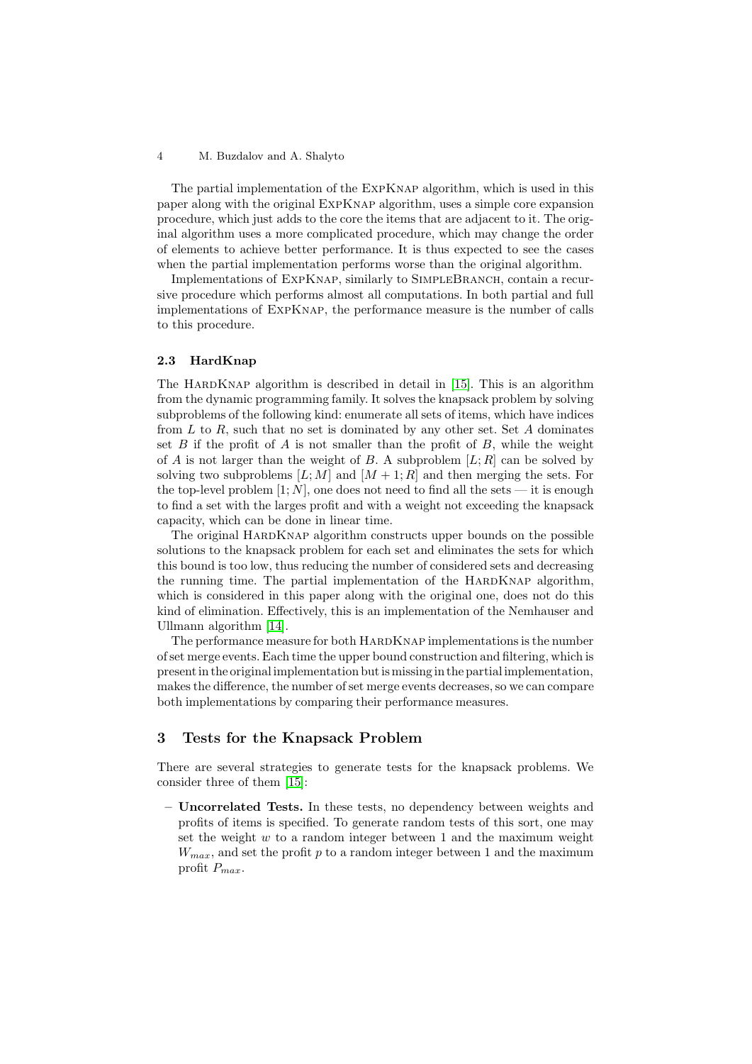The partial implementation of the ExpKnap algorithm, which is used in this paper along with the original ExpKnap algorithm, uses a simple core expansion procedure, which just adds to the core the items that are adjacent to it. The original algorithm uses a more complicated procedure, which may change the order of elements to achieve better performance. It is thus expected to see the cases when the partial implementation performs worse than the original algorithm.

Implementations of ExpKnap, similarly to SimpleBranch, contain a recursive procedure which performs almost all computations. In both partial and full implementations of ExpKnap, the performance measure is the number of calls to this procedure.

### 2.3 HardKnap

The HardKnap algorithm is described in detail in [15]. This is an algorithm from the dynamic programming family. It solves the knapsack problem by solving subproblems of the following kind: enumerate all sets of items, which have indices from $L$ to $R$, such that no set is dominated by any other set. Set $A$ dominates set $B$ if the profit of $A$ is not smaller than the profit of $B$, while the weight of $A$ is not larger than the weight of $B$. A subproblem $[L; R]$ can be solved by solving two subproblems $[L; M]$ and $[M + 1; R]$ and then merging the sets. For the top-level problem $[1; N]$, one does not need to find all the sets — it is enough to find a set with the larges profit and with a weight not exceeding the knapsack capacity, which can be done in linear time.

The original HardKnap algorithm constructs upper bounds on the possible solutions to the knapsack problem for each set and eliminates the sets for which this bound is too low, thus reducing the number of considered sets and decreasing the running time. The partial implementation of the HardKnap algorithm, which is considered in this paper along with the original one, does not do this kind of elimination. Effectively, this is an implementation of the Nemhauser and Ullmann algorithm [14].

The performance measure for both HardKnap implementations is the number of set merge events. Each time the upper bound construction and filtering, which is present in the original implementation but is missing in the partial implementation, makes the difference, the number of set merge events decreases, so we can compare both implementations by comparing their performance measures.

## 3 Tests for the Knapsack Problem

There are several strategies to generate tests for the knapsack problems. We consider three of them [15]:

- **Uncorrelated Tests.** In these tests, no dependency between weights and profits of items is specified. To generate random tests of this sort, one may set the weight $w$ to a random integer between 1 and the maximum weight $W_{max}$, and set the profit $p$ to a random integer between 1 and the maximum profit $P_{max}$.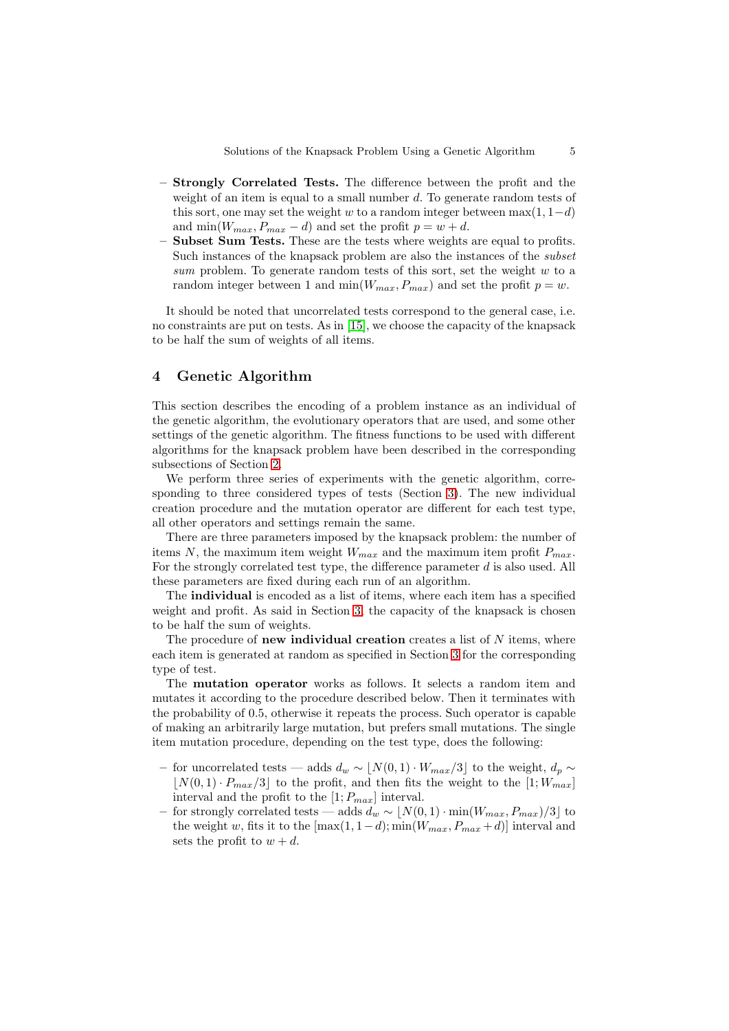- **Strongly Correlated Tests.** The difference between the profit and the weight of an item is equal to a small number $d$. To generate random tests of this sort, one may set the weight $w$ to a random integer between $\max(1, 1-d)$ and $\min(W_{max}, P_{max} - d)$ and set the profit $p = w + d$.
- **Subset Sum Tests.** These are the tests where weights are equal to profits. Such instances of the knapsack problem are also the instances of the *subset sum* problem. To generate random tests of this sort, set the weight $w$ to a random integer between 1 and $\min(W_{max}, P_{max})$ and set the profit $p = w$.

It should be noted that uncorrelated tests correspond to the general case, i.e. no constraints are put on tests. As in [15], we choose the capacity of the knapsack to be half the sum of weights of all items.

## 4 Genetic Algorithm

This section describes the encoding of a problem instance as an individual of the genetic algorithm, the evolutionary operators that are used, and some other settings of the genetic algorithm. The fitness functions to be used with different algorithms for the knapsack problem have been described in the corresponding subsections of Section 2.

We perform three series of experiments with the genetic algorithm, corresponding to three considered types of tests (Section 3). The new individual creation procedure and the mutation operator are different for each test type, all other operators and settings remain the same.

There are three parameters imposed by the knapsack problem: the number of items $N$, the maximum item weight $W_{max}$ and the maximum item profit $P_{max}$. For the strongly correlated test type, the difference parameter $d$ is also used. All these parameters are fixed during each run of an algorithm.

The **individual** is encoded as a list of items, where each item has a specified weight and profit. As said in Section 3, the capacity of the knapsack is chosen to be half the sum of weights.

The procedure of **new individual creation** creates a list of $N$ items, where each item is generated at random as specified in Section 3 for the corresponding type of test.

The **mutation operator** works as follows. It selects a random item and mutates it according to the procedure described below. Then it terminates with the probability of 0.5, otherwise it repeats the process. Such operator is capable of making an arbitrarily large mutation, but prefers small mutations. The single item mutation procedure, depending on the test type, does the following:

- for uncorrelated tests — adds $d_w \sim \lfloor N(0,1) \cdot W_{max}/3 \rfloor$ to the weight, $d_p \sim \lfloor N(0,1) \cdot P_{max}/3 \rfloor$ to the profit, and then fits the weight to the $[1; W_{max}]$ interval and the profit to the $[1; P_{max}]$ interval.
- for strongly correlated tests — adds $d_w \sim \lfloor N(0,1) \cdot \min(W_{max}, P_{max})/3 \rfloor$ to the weight $w$, fits it to the $[\max(1, 1-d); \min(W_{max}, P_{max}+d)]$ interval and sets the profit to $w + d$.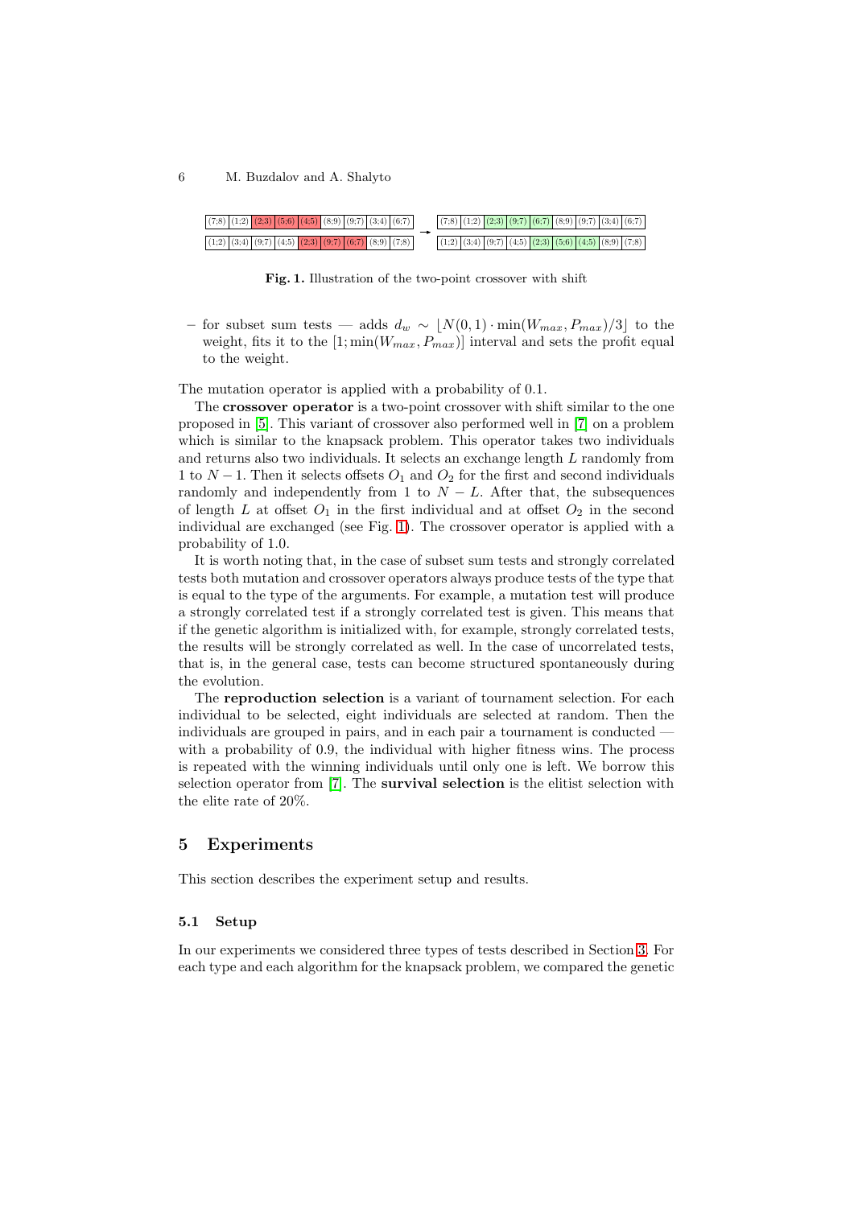(7;8) (1;2) (2;3) (5;6) (4;5) (8;9) (9;7) (3;4) (6;7) → (7;8) (1;2) (2;3) (9;7) (6;7) (8;9) (9;7) (3;4) (6;7)

(1;2) (3;4) (9;7) (4;5) (2;3) (9;7) (6;7) (8;9) (7;8) → (1;2) (3;4) (9;7) (4;5) (2;3) (5;6) (4;5) (8;9) (7;8)

**Fig. 1.** Illustration of the two-point crossover with shift

- for subset sum tests — adds $d_w \sim \lfloor N(0,1) \cdot \min(W_{max}, P_{max})/3 \rfloor$ to the weight, fits it to the $[1; \min(W_{max}, P_{max})]$ interval and sets the profit equal to the weight.

The mutation operator is applied with a probability of 0.1.

The **crossover operator** is a two-point crossover with shift similar to the one proposed in [5]. This variant of crossover also performed well in [7] on a problem which is similar to the knapsack problem. This operator takes two individuals and returns also two individuals. It selects an exchange length $L$ randomly from 1 to $N-1$. Then it selects offsets $O_1$ and $O_2$ for the first and second individuals randomly and independently from 1 to $N-L$. After that, the subsequences of length $L$ at offset $O_1$ in the first individual and at offset $O_2$ in the second individual are exchanged (see Fig. 1). The crossover operator is applied with a probability of 1.0.

It is worth noting that, in the case of subset sum tests and strongly correlated tests both mutation and crossover operators always produce tests of the type that is equal to the type of the arguments. For example, a mutation test will produce a strongly correlated test if a strongly correlated test is given. This means that if the genetic algorithm is initialized with, for example, strongly correlated tests, the results will be strongly correlated as well. In the case of uncorrelated tests, that is, in the general case, tests can become structured spontaneously during the evolution.

The **reproduction selection** is a variant of tournament selection. For each individual to be selected, eight individuals are selected at random. Then the individuals are grouped in pairs, and in each pair a tournament is conducted — with a probability of 0.9, the individual with higher fitness wins. The process is repeated with the winning individuals until only one is left. We borrow this selection operator from [7]. The **survival selection** is the elitist selection with the elite rate of 20%.

## 5 Experiments

This section describes the experiment setup and results.

### 5.1 Setup

In our experiments we considered three types of tests described in Section 3. For each type and each algorithm for the knapsack problem, we compared the genetic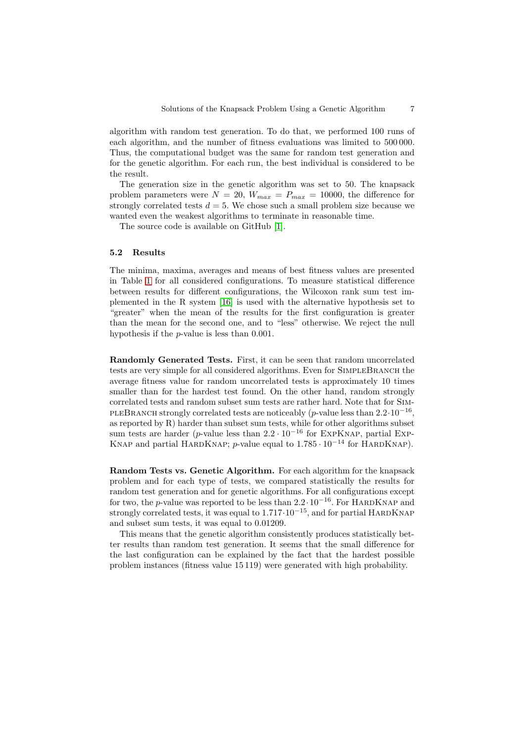algorithm with random test generation. To do that, we performed 100 runs of each algorithm, and the number of fitness evaluations was limited to 500 000. Thus, the computational budget was the same for random test generation and for the genetic algorithm. For each run, the best individual is considered to be the result.

The generation size in the genetic algorithm was set to 50. The knapsack problem parameters were $N = 20$, $W_{max} = P_{max} = 10000$, the difference for strongly correlated tests $d = 5$. We chose such a small problem size because we wanted even the weakest algorithms to terminate in reasonable time.

The source code is available on GitHub [1].

### 5.2 Results

The minima, maxima, averages and means of best fitness values are presented in Table 1 for all considered configurations. To measure statistical difference between results for different configurations, the Wilcoxon rank sum test implemented in the R system [16] is used with the alternative hypothesis set to "greater" when the mean of the results for the first configuration is greater than the mean for the second one, and to "less" otherwise. We reject the null hypothesis if the $p$-value is less than 0.001.

**Randomly Generated Tests.** First, it can be seen that random uncorrelated tests are very simple for all considered algorithms. Even for SimpleBranch the average fitness value for random uncorrelated tests is approximately 10 times smaller than for the hardest test found. On the other hand, random strongly correlated tests and random subset sum tests are rather hard. Note that for SimpleBranch strongly correlated tests are noticeably ($p$-value less than $2.2 \cdot 10^{-16}$, as reported by R) harder than subset sum tests, while for other algorithms subset sum tests are harder ($p$-value less than $2.2 \cdot 10^{-16}$ for ExpKnap, partial ExpKnap and partial HardKnap; $p$-value equal to $1.785 \cdot 10^{-14}$ for HardKnap).

**Random Tests vs. Genetic Algorithm.** For each algorithm for the knapsack problem and for each type of tests, we compared statistically the results for random test generation and for genetic algorithms. For all configurations except for two, the $p$-value was reported to be less than $2.2 \cdot 10^{-16}$. For HardKnap and strongly correlated tests, it was equal to $1.717 \cdot 10^{-15}$, and for partial HardKnap and subset sum tests, it was equal to 0.01209.

This means that the genetic algorithm consistently produces statistically better results than random test generation. It seems that the small difference for the last configuration can be explained by the fact that the hardest possible problem instances (fitness value 15 119) were generated with high probability.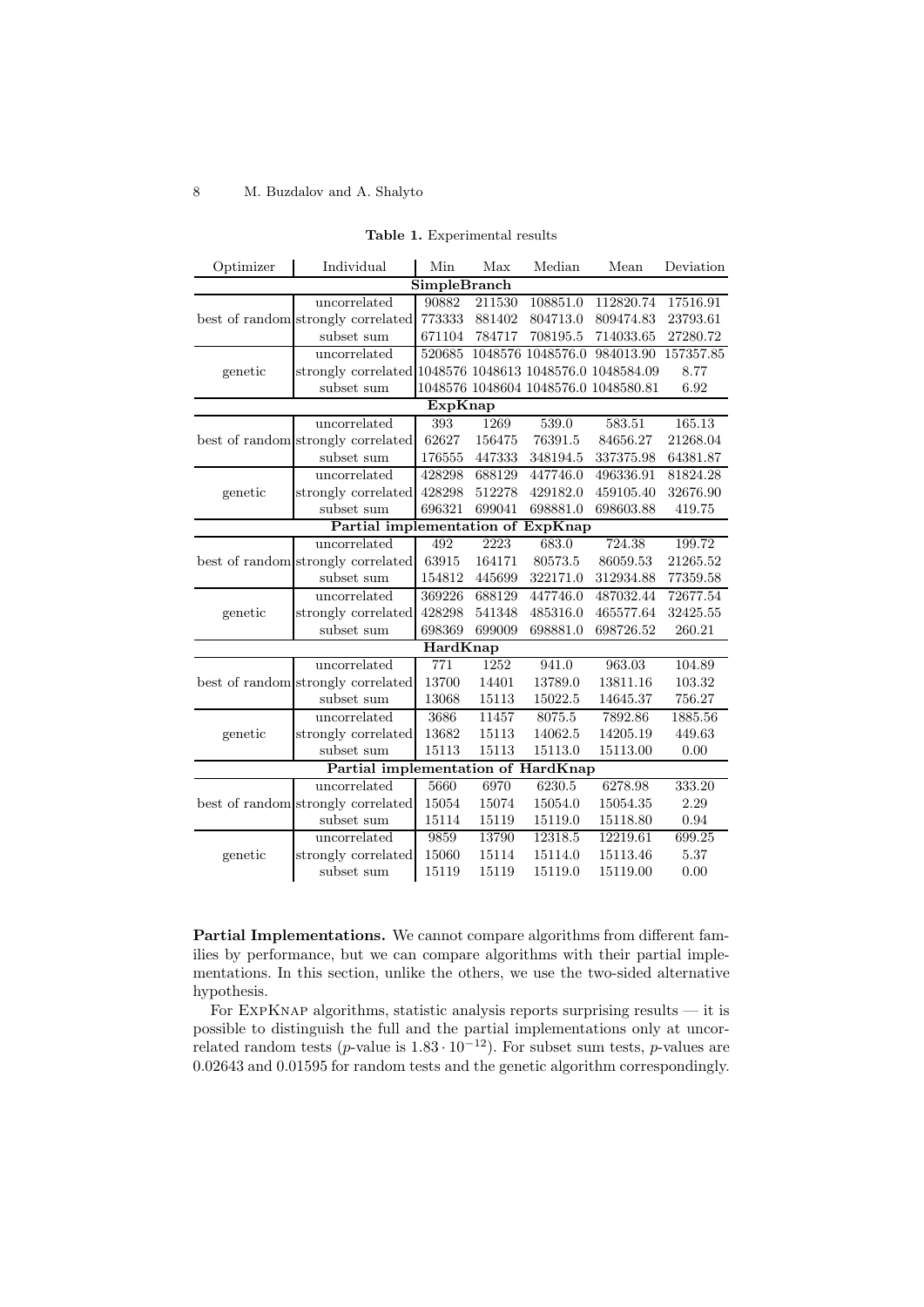**Table 1.** Experimental results

| Optimizer | Individual | Min | Max | Median | Mean | Deviation |
|---|---|---|---|---|---|---|
| **SimpleBranch** | | | | | | |
| best of random | uncorrelated | 90882 | 211530 | 108851.0 | 112820.74 | 17516.91 |
| | strongly correlated | 773333 | 881402 | 804713.0 | 809474.83 | 23793.61 |
| | subset sum | 671104 | 784717 | 708195.5 | 714033.65 | 27280.72 |
| genetic | uncorrelated | 520685 | 1048576 | 1048576.0 | 984013.90 | 157357.85 |
| | strongly correlated | 1048576 | 1048613 | 1048576.0 | 1048584.09 | 8.77 |
| | subset sum | 1048576 | 1048604 | 1048576.0 | 1048580.81 | 6.92 |
| **ExpKnap** | | | | | | |
| best of random | uncorrelated | 393 | 1269 | 539.0 | 583.51 | 165.13 |
| | strongly correlated | 62627 | 156475 | 76391.5 | 84656.27 | 21268.04 |
| | subset sum | 176555 | 447333 | 348194.5 | 337375.98 | 64381.87 |
| genetic | uncorrelated | 428298 | 688129 | 447746.0 | 496336.91 | 81824.28 |
| | strongly correlated | 428298 | 512278 | 429182.0 | 459105.40 | 32676.90 |
| | subset sum | 696321 | 699041 | 698881.0 | 698603.88 | 419.75 |
| **Partial implementation of ExpKnap** | | | | | | |
| best of random | uncorrelated | 492 | 2223 | 683.0 | 724.38 | 199.72 |
| | strongly correlated | 63915 | 164171 | 80573.5 | 86059.53 | 21265.52 |
| | subset sum | 154812 | 445699 | 322171.0 | 312934.88 | 77359.58 |
| genetic | uncorrelated | 369226 | 688129 | 447746.0 | 487032.44 | 72677.54 |
| | strongly correlated | 428298 | 541348 | 485316.0 | 465577.64 | 32425.55 |
| | subset sum | 698369 | 699009 | 698881.0 | 698726.52 | 260.21 |
| **HardKnap** | | | | | | |
| best of random | uncorrelated | 771 | 1252 | 941.0 | 963.03 | 104.89 |
| | strongly correlated | 13700 | 14401 | 13789.0 | 13811.16 | 103.32 |
| | subset sum | 13068 | 15113 | 15022.5 | 14645.37 | 756.27 |
| genetic | uncorrelated | 3686 | 11457 | 8075.5 | 7892.86 | 1885.56 |
| | strongly correlated | 13682 | 15113 | 14062.5 | 14205.19 | 449.63 |
| | subset sum | 15113 | 15113 | 15113.0 | 15113.00 | 0.00 |
| **Partial implementation of HardKnap** | | | | | | |
| best of random | uncorrelated | 5660 | 6970 | 6230.5 | 6278.98 | 333.20 |
| | strongly correlated | 15054 | 15074 | 15054.0 | 15054.35 | 2.29 |
| | subset sum | 15114 | 15119 | 15119.0 | 15118.80 | 0.94 |
| genetic | uncorrelated | 9859 | 13790 | 12318.5 | 12219.61 | 699.25 |
| | strongly correlated | 15060 | 15114 | 15114.0 | 15113.46 | 5.37 |
| | subset sum | 15119 | 15119 | 15119.0 | 15119.00 | 0.00 |

**Partial Implementations.** We cannot compare algorithms from different families by performance, but we can compare algorithms with their partial implementations. In this section, unlike the others, we use the two-sided alternative hypothesis.

For ExpKnap algorithms, statistic analysis reports surprising results — it is possible to distinguish the full and the partial implementations only at uncorrelated random tests ($p$-value is $1.83 \cdot 10^{-12}$). For subset sum tests, $p$-values are 0.02643 and 0.01595 for random tests and the genetic algorithm correspondingly.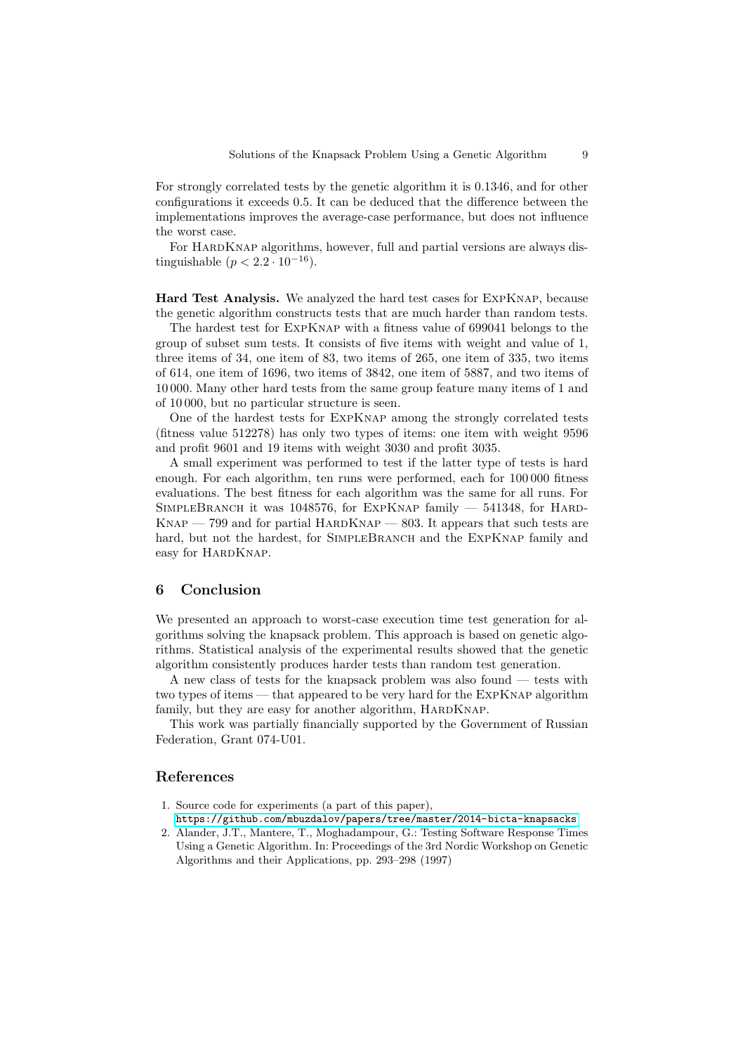For strongly correlated tests by the genetic algorithm it is 0.1346, and for other configurations it exceeds 0.5. It can be deduced that the difference between the implementations improves the average-case performance, but does not influence the worst case.

For HardKnap algorithms, however, full and partial versions are always distinguishable ($p < 2.2 \cdot 10^{-16}$).

**Hard Test Analysis.** We analyzed the hard test cases for ExpKnap, because the genetic algorithm constructs tests that are much harder than random tests.

The hardest test for ExpKnap with a fitness value of 699041 belongs to the group of subset sum tests. It consists of five items with weight and value of 1, three items of 34, one item of 83, two items of 265, one item of 335, two items of 614, one item of 1696, two items of 3842, one item of 5887, and two items of 10 000. Many other hard tests from the same group feature many items of 1 and of 10 000, but no particular structure is seen.

One of the hardest tests for ExpKnap among the strongly correlated tests (fitness value 512278) has only two types of items: one item with weight 9596 and profit 9601 and 19 items with weight 3030 and profit 3035.

A small experiment was performed to test if the latter type of tests is hard enough. For each algorithm, ten runs were performed, each for 100 000 fitness evaluations. The best fitness for each algorithm was the same for all runs. For SimpleBranch it was 1048576, for ExpKnap family — 541348, for HardKnap — 799 and for partial HardKnap — 803. It appears that such tests are hard, but not the hardest, for SimpleBranch and the ExpKnap family and easy for HardKnap.

## 6 Conclusion

We presented an approach to worst-case execution time test generation for algorithms solving the knapsack problem. This approach is based on genetic algorithms. Statistical analysis of the experimental results showed that the genetic algorithm consistently produces harder tests than random test generation.

A new class of tests for the knapsack problem was also found — tests with two types of items — that appeared to be very hard for the ExpKnap algorithm family, but they are easy for another algorithm, HardKnap.

This work was partially financially supported by the Government of Russian Federation, Grant 074-U01.

## References

1. Source code for experiments (a part of this paper), https://github.com/mbuzdalov/papers/tree/master/2014-bicta-knapsacks
2. Alander, J.T., Mantere, T., Moghadampour, G.: Testing Software Response Times Using a Genetic Algorithm. In: Proceedings of the 3rd Nordic Workshop on Genetic Algorithms and their Applications, pp. 293–298 (1997)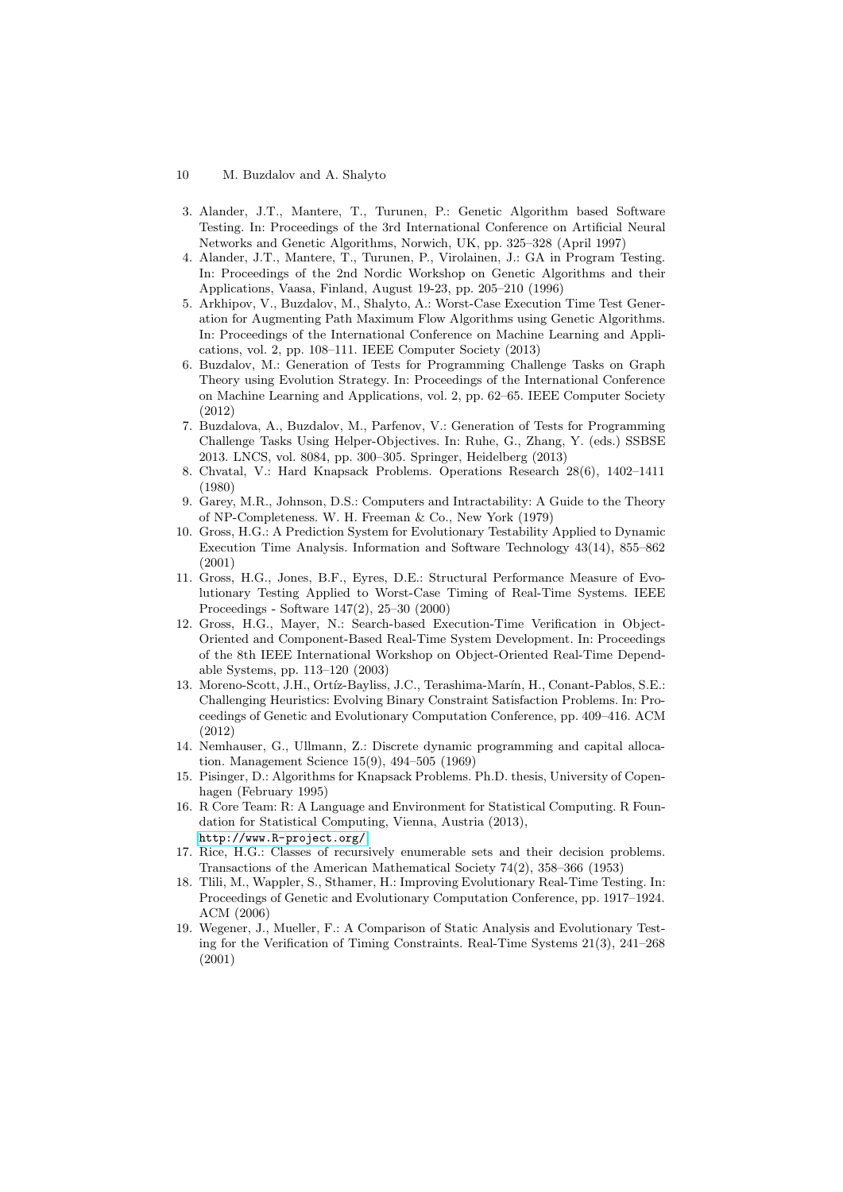3. Alander, J.T., Mantere, T., Turunen, P.: Genetic Algorithm based Software Testing. In: Proceedings of the 3rd International Conference on Artificial Neural Networks and Genetic Algorithms, Norwich, UK, pp. 325–328 (April 1997)
4. Alander, J.T., Mantere, T., Turunen, P., Virolainen, J.: GA in Program Testing. In: Proceedings of the 2nd Nordic Workshop on Genetic Algorithms and their Applications, Vaasa, Finland, August 19-23, pp. 205–210 (1996)
5. Arkhipov, V., Buzdalov, M., Shalyto, A.: Worst-Case Execution Time Test Generation for Augmenting Path Maximum Flow Algorithms using Genetic Algorithms. In: Proceedings of the International Conference on Machine Learning and Applications, vol. 2, pp. 108–111. IEEE Computer Society (2013)
6. Buzdalov, M.: Generation of Tests for Programming Challenge Tasks on Graph Theory using Evolution Strategy. In: Proceedings of the International Conference on Machine Learning and Applications, vol. 2, pp. 62–65. IEEE Computer Society (2012)
7. Buzdalova, A., Buzdalov, M., Parfenov, V.: Generation of Tests for Programming Challenge Tasks Using Helper-Objectives. In: Ruhe, G., Zhang, Y. (eds.) SSBSE 2013. LNCS, vol. 8084, pp. 300–305. Springer, Heidelberg (2013)
8. Chvatal, V.: Hard Knapsack Problems. Operations Research 28(6), 1402–1411 (1980)
9. Garey, M.R., Johnson, D.S.: Computers and Intractability: A Guide to the Theory of NP-Completeness. W. H. Freeman & Co., New York (1979)
10. Gross, H.G.: A Prediction System for Evolutionary Testability Applied to Dynamic Execution Time Analysis. Information and Software Technology 43(14), 855–862 (2001)
11. Gross, H.G., Jones, B.F., Eyres, D.E.: Structural Performance Measure of Evolutionary Testing Applied to Worst-Case Timing of Real-Time Systems. IEEE Proceedings - Software 147(2), 25–30 (2000)
12. Gross, H.G., Mayer, N.: Search-based Execution-Time Verification in Object-Oriented and Component-Based Real-Time System Development. In: Proceedings of the 8th IEEE International Workshop on Object-Oriented Real-Time Dependable Systems, pp. 113–120 (2003)
13. Moreno-Scott, J.H., Ortíz-Bayliss, J.C., Terashima-Marín, H., Conant-Pablos, S.E.: Challenging Heuristics: Evolving Binary Constraint Satisfaction Problems. In: Proceedings of Genetic and Evolutionary Computation Conference, pp. 409–416. ACM (2012)
14. Nemhauser, G., Ullmann, Z.: Discrete dynamic programming and capital allocation. Management Science 15(9), 494–505 (1969)
15. Pisinger, D.: Algorithms for Knapsack Problems. Ph.D. thesis, University of Copenhagen (February 1995)
16. R Core Team: R: A Language and Environment for Statistical Computing. R Foundation for Statistical Computing, Vienna, Austria (2013), http://www.R-project.org/
17. Rice, H.G.: Classes of recursively enumerable sets and their decision problems. Transactions of the American Mathematical Society 74(2), 358–366 (1953)
18. Tlili, M., Wappler, S., Sthamer, H.: Improving Evolutionary Real-Time Testing. In: Proceedings of Genetic and Evolutionary Computation Conference, pp. 1917–1924. ACM (2006)
19. Wegener, J., Mueller, F.: A Comparison of Static Analysis and Evolutionary Testing for the Verification of Timing Constraints. Real-Time Systems 21(3), 241–268 (2001)